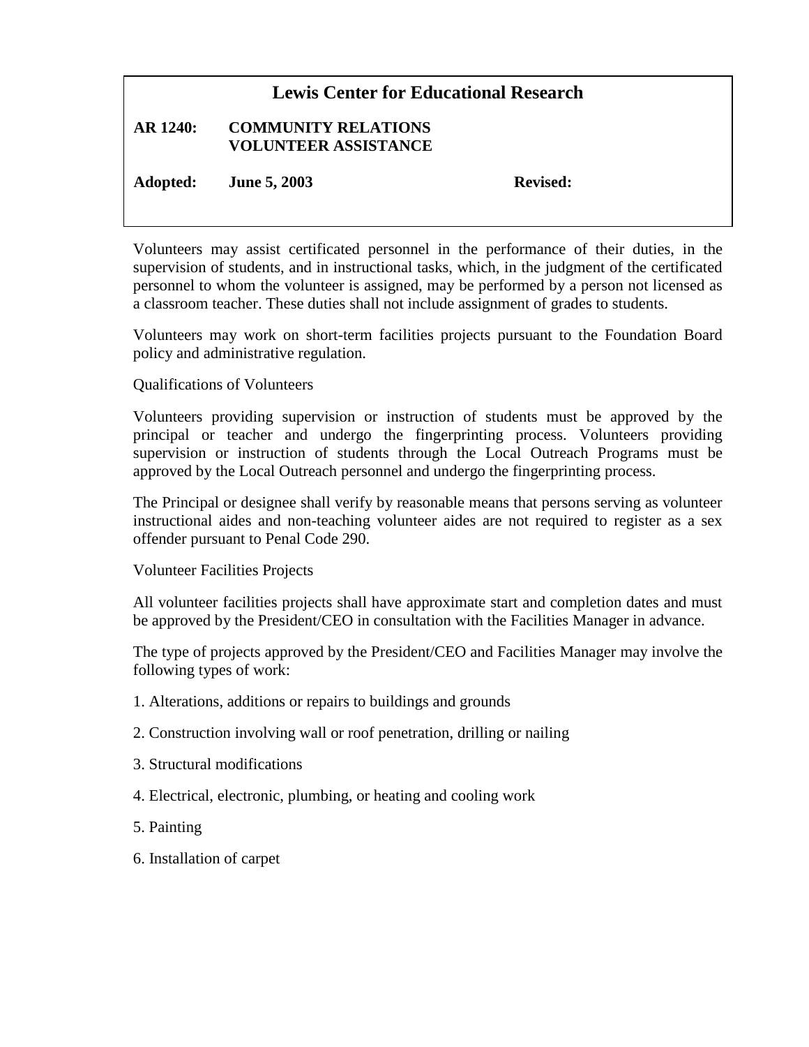# Lewis Center for Educational Research

**AR 1240: COMMUNITY RELATIONS**
**VOLUNTEER ASSISTANCE**

**Adopted: June 5, 2003** **Revised:**

Volunteers may assist certificated personnel in the performance of their duties, in the supervision of students, and in instructional tasks, which, in the judgment of the certificated personnel to whom the volunteer is assigned, may be performed by a person not licensed as a classroom teacher. These duties shall not include assignment of grades to students.

Volunteers may work on short-term facilities projects pursuant to the Foundation Board policy and administrative regulation.

Qualifications of Volunteers

Volunteers providing supervision or instruction of students must be approved by the principal or teacher and undergo the fingerprinting process. Volunteers providing supervision or instruction of students through the Local Outreach Programs must be approved by the Local Outreach personnel and undergo the fingerprinting process.

The Principal or designee shall verify by reasonable means that persons serving as volunteer instructional aides and non-teaching volunteer aides are not required to register as a sex offender pursuant to Penal Code 290.

Volunteer Facilities Projects

All volunteer facilities projects shall have approximate start and completion dates and must be approved by the President/CEO in consultation with the Facilities Manager in advance.

The type of projects approved by the President/CEO and Facilities Manager may involve the following types of work:

1. Alterations, additions or repairs to buildings and grounds
2. Construction involving wall or roof penetration, drilling or nailing
3. Structural modifications
4. Electrical, electronic, plumbing, or heating and cooling work
5. Painting
6. Installation of carpet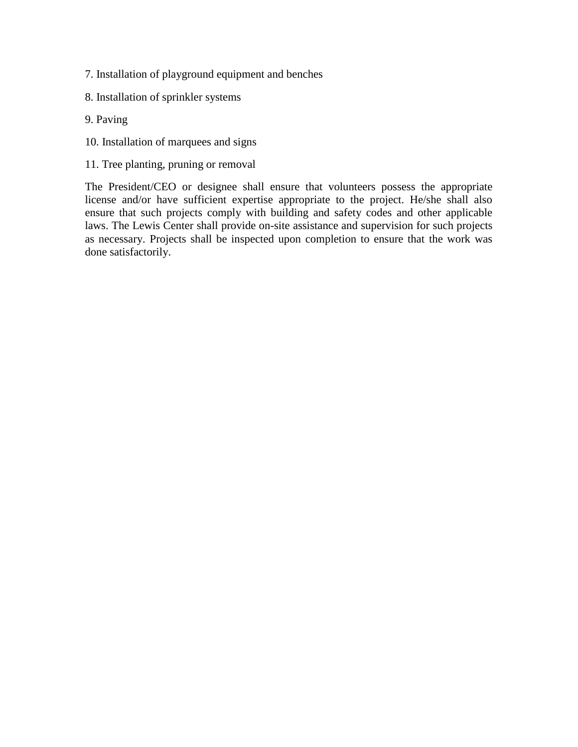7. Installation of playground equipment and benches

8. Installation of sprinkler systems

9. Paving

10. Installation of marquees and signs

11. Tree planting, pruning or removal

The President/CEO or designee shall ensure that volunteers possess the appropriate license and/or have sufficient expertise appropriate to the project. He/she shall also ensure that such projects comply with building and safety codes and other applicable laws. The Lewis Center shall provide on-site assistance and supervision for such projects as necessary. Projects shall be inspected upon completion to ensure that the work was done satisfactorily.